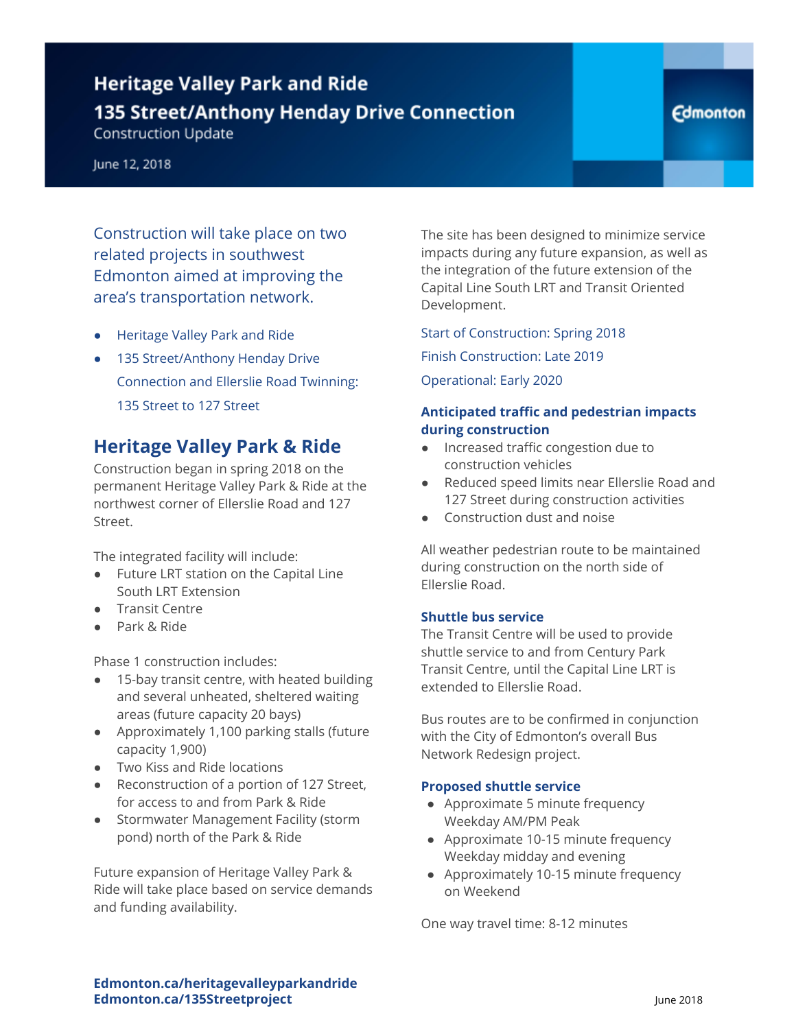# Heritage Valley Park and Ride

## 135 Street/Anthony Henday Drive Connection

Construction Update

June 12, 2018

Edmonton

Construction will take place on two related projects in southwest Edmonton aimed at improving the area's transportation network.

- Heritage Valley Park and Ride
- 135 Street/Anthony Henday Drive Connection and Ellerslie Road Twinning: 135 Street to 127 Street

## Heritage Valley Park & Ride

Construction began in spring 2018 on the permanent Heritage Valley Park & Ride at the northwest corner of Ellerslie Road and 127 Street.

The integrated facility will include:

- Future LRT station on the Capital Line South LRT Extension
- Transit Centre
- Park & Ride

Phase 1 construction includes:

- 15-bay transit centre, with heated building and several unheated, sheltered waiting areas (future capacity 20 bays)
- Approximately 1,100 parking stalls (future capacity 1,900)
- Two Kiss and Ride locations
- Reconstruction of a portion of 127 Street, for access to and from Park & Ride
- Stormwater Management Facility (storm pond) north of the Park & Ride

Future expansion of Heritage Valley Park & Ride will take place based on service demands and funding availability.

The site has been designed to minimize service impacts during any future expansion, as well as the integration of the future extension of the Capital Line South LRT and Transit Oriented Development.

Start of Construction: Spring 2018

Finish Construction: Late 2019

Operational: Early 2020

### Anticipated traffic and pedestrian impacts during construction

- Increased traffic congestion due to construction vehicles
- Reduced speed limits near Ellerslie Road and 127 Street during construction activities
- Construction dust and noise

All weather pedestrian route to be maintained during construction on the north side of Ellerslie Road.

### Shuttle bus service

The Transit Centre will be used to provide shuttle service to and from Century Park Transit Centre, until the Capital Line LRT is extended to Ellerslie Road.

Bus routes are to be confirmed in conjunction with the City of Edmonton's overall Bus Network Redesign project.

### Proposed shuttle service

- Approximate 5 minute frequency Weekday AM/PM Peak
- Approximate 10-15 minute frequency Weekday midday and evening
- Approximately 10-15 minute frequency on Weekend

One way travel time: 8-12 minutes

**Edmonton.ca/heritagevalleyparkandride**
**Edmonton.ca/135Streetproject**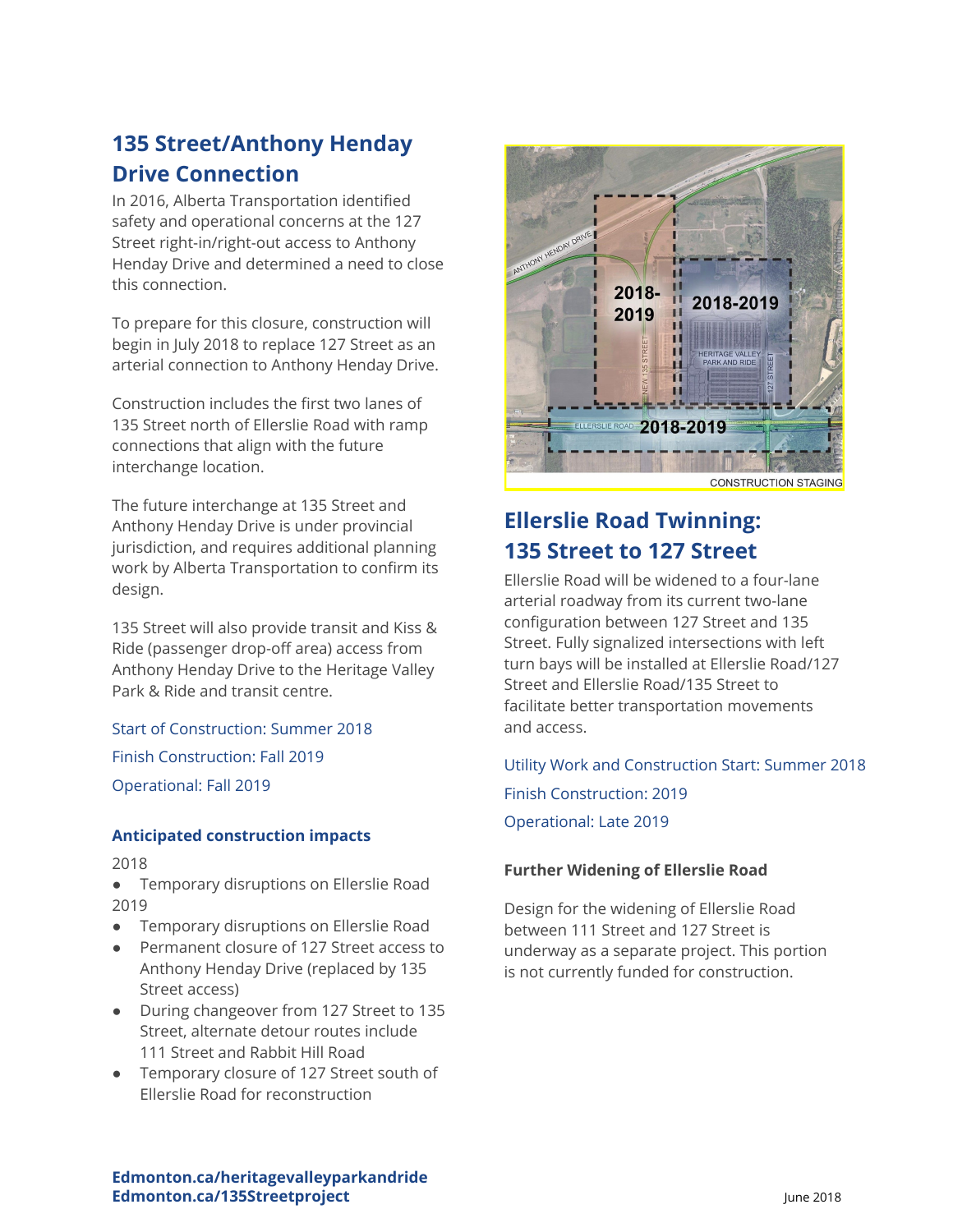## 135 Street/Anthony Henday Drive Connection

In 2016, Alberta Transportation identified safety and operational concerns at the 127 Street right-in/right-out access to Anthony Henday Drive and determined a need to close this connection.

To prepare for this closure, construction will begin in July 2018 to replace 127 Street as an arterial connection to Anthony Henday Drive.

Construction includes the first two lanes of 135 Street north of Ellerslie Road with ramp connections that align with the future interchange location.

The future interchange at 135 Street and Anthony Henday Drive is under provincial jurisdiction, and requires additional planning work by Alberta Transportation to confirm its design.

135 Street will also provide transit and Kiss & Ride (passenger drop-off area) access from Anthony Henday Drive to the Heritage Valley Park & Ride and transit centre.

Start of Construction: Summer 2018

Finish Construction: Fall 2019

Operational: Fall 2019

### Anticipated construction impacts

2018

- Temporary disruptions on Ellerslie Road

2019

- Temporary disruptions on Ellerslie Road
- Permanent closure of 127 Street access to Anthony Henday Drive (replaced by 135 Street access)
- During changeover from 127 Street to 135 Street, alternate detour routes include 111 Street and Rabbit Hill Road
- Temporary closure of 127 Street south of Ellerslie Road for reconstruction

ANTHONY HENDAY DRIVE
2018-2019
NEW 135 STREET
2018-2019
HERITAGE VALLEY PARK AND RIDE
127 STREET
ELLERSLIE ROAD
2018-2019
CONSTRUCTION STAGING

## Ellerslie Road Twinning: 135 Street to 127 Street

Ellerslie Road will be widened to a four-lane arterial roadway from its current two-lane configuration between 127 Street and 135 Street. Fully signalized intersections with left turn bays will be installed at Ellerslie Road/127 Street and Ellerslie Road/135 Street to facilitate better transportation movements and access.

Utility Work and Construction Start: Summer 2018

Finish Construction: 2019

Operational: Late 2019

### Further Widening of Ellerslie Road

Design for the widening of Ellerslie Road between 111 Street and 127 Street is underway as a separate project. This portion is not currently funded for construction.

**Edmonton.ca/heritagevalleyparkandride**
**Edmonton.ca/135Streetproject**

June 2018